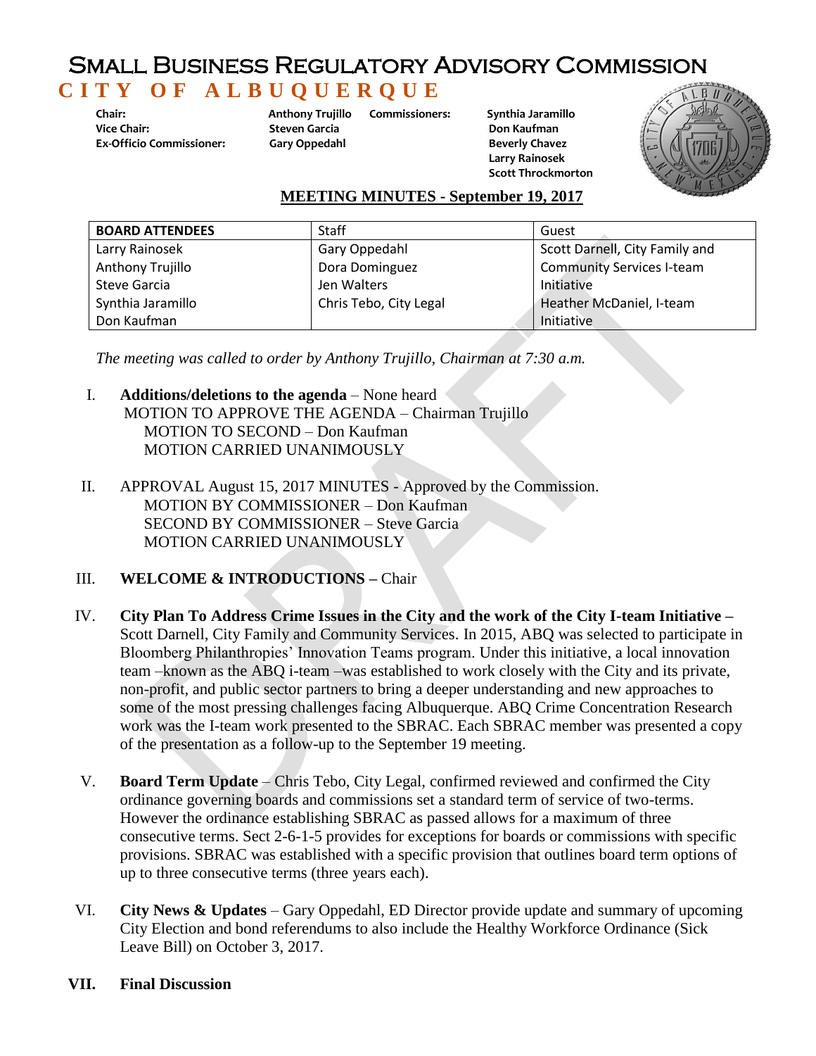# Small Business Regulatory Advisory Commission

## CITY OF ALBUQUERQUE

**Chair:** Anthony Trujillo
**Vice Chair:** Steven Garcia
**Ex-Officio Commissioner:** Gary Oppedahl

**Commissioners:** Synthia Jaramillo, Don Kaufman, Beverly Chavez, Larry Rainosek, Scott Throckmorton

### MEETING MINUTES - September 19, 2017

| BOARD ATTENDEES | Staff | Guest |
|---|---|---|
| Larry Rainosek | Gary Oppedahl | Scott Darnell, City Family and Community Services I-team Initiative |
| Anthony Trujillo | Dora Dominguez | |
| Steve Garcia | Jen Walters | |
| Synthia Jaramillo | Chris Tebo, City Legal | Heather McDaniel, I-team Initiative |
| Don Kaufman | | |

*The meeting was called to order by Anthony Trujillo, Chairman at 7:30 a.m.*

I. **Additions/deletions to the agenda** – None heard
MOTION TO APPROVE THE AGENDA – Chairman Trujillo
MOTION TO SECOND – Don Kaufman
MOTION CARRIED UNANIMOUSLY

II. APPROVAL August 15, 2017 MINUTES - Approved by the Commission.
MOTION BY COMMISSIONER – Don Kaufman
SECOND BY COMMISSIONER – Steve Garcia
MOTION CARRIED UNANIMOUSLY

III. **WELCOME & INTRODUCTIONS –** Chair

IV. **City Plan To Address Crime Issues in the City and the work of the City I-team Initiative –** Scott Darnell, City Family and Community Services. In 2015, ABQ was selected to participate in Bloomberg Philanthropies' Innovation Teams program. Under this initiative, a local innovation team –known as the ABQ i-team –was established to work closely with the City and its private, non-profit, and public sector partners to bring a deeper understanding and new approaches to some of the most pressing challenges facing Albuquerque. ABQ Crime Concentration Research work was the I-team work presented to the SBRAC. Each SBRAC member was presented a copy of the presentation as a follow-up to the September 19 meeting.

V. **Board Term Update** – Chris Tebo, City Legal, confirmed reviewed and confirmed the City ordinance governing boards and commissions set a standard term of service of two-terms. However the ordinance establishing SBRAC as passed allows for a maximum of three consecutive terms. Sect 2-6-1-5 provides for exceptions for boards or commissions with specific provisions. SBRAC was established with a specific provision that outlines board term options of up to three consecutive terms (three years each).

VI. **City News & Updates** – Gary Oppedahl, ED Director provide update and summary of upcoming City Election and bond referendums to also include the Healthy Workforce Ordinance (Sick Leave Bill) on October 3, 2017.

VII. **Final Discussion**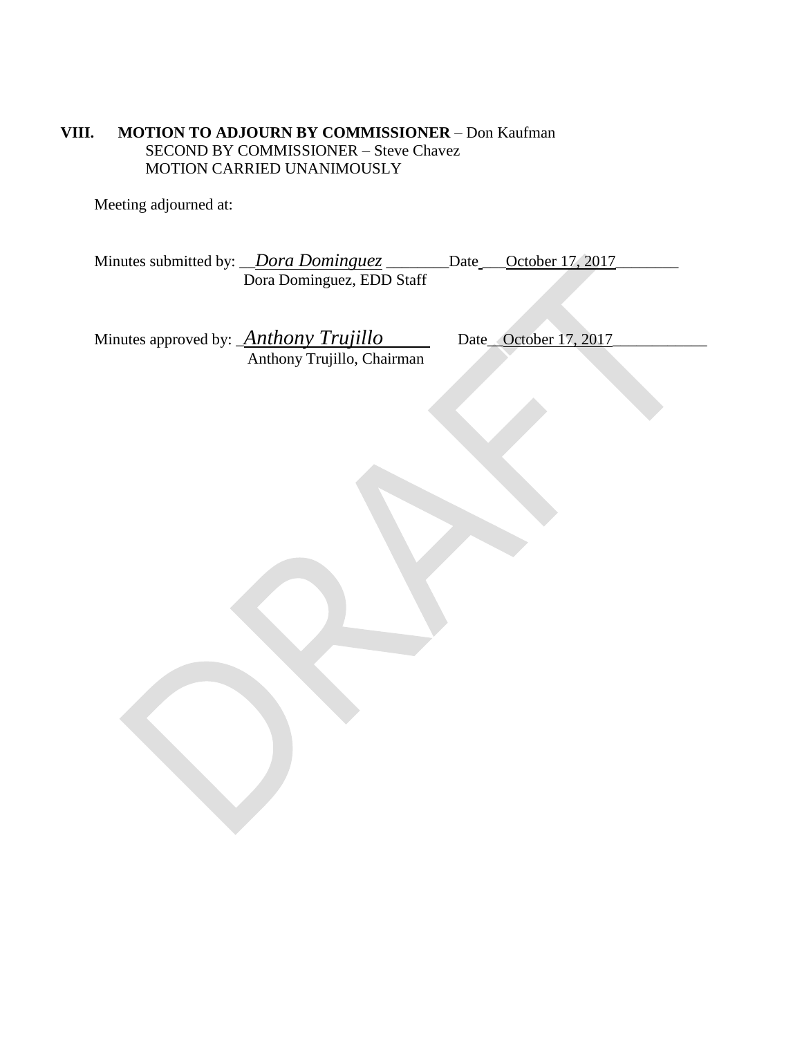**VIII. MOTION TO ADJOURN BY COMMISSIONER** – Don Kaufman
SECOND BY COMMISSIONER – Steve Chavez
MOTION CARRIED UNANIMOUSLY

Meeting adjourned at:

Minutes submitted by: __*Dora Dominguez*________Date___October 17, 2017________
Dora Dominguez, EDD Staff

Minutes approved by: _*Anthony Trujillo*_____ Date__October 17, 2017____________
Anthony Trujillo, Chairman

DRAFT